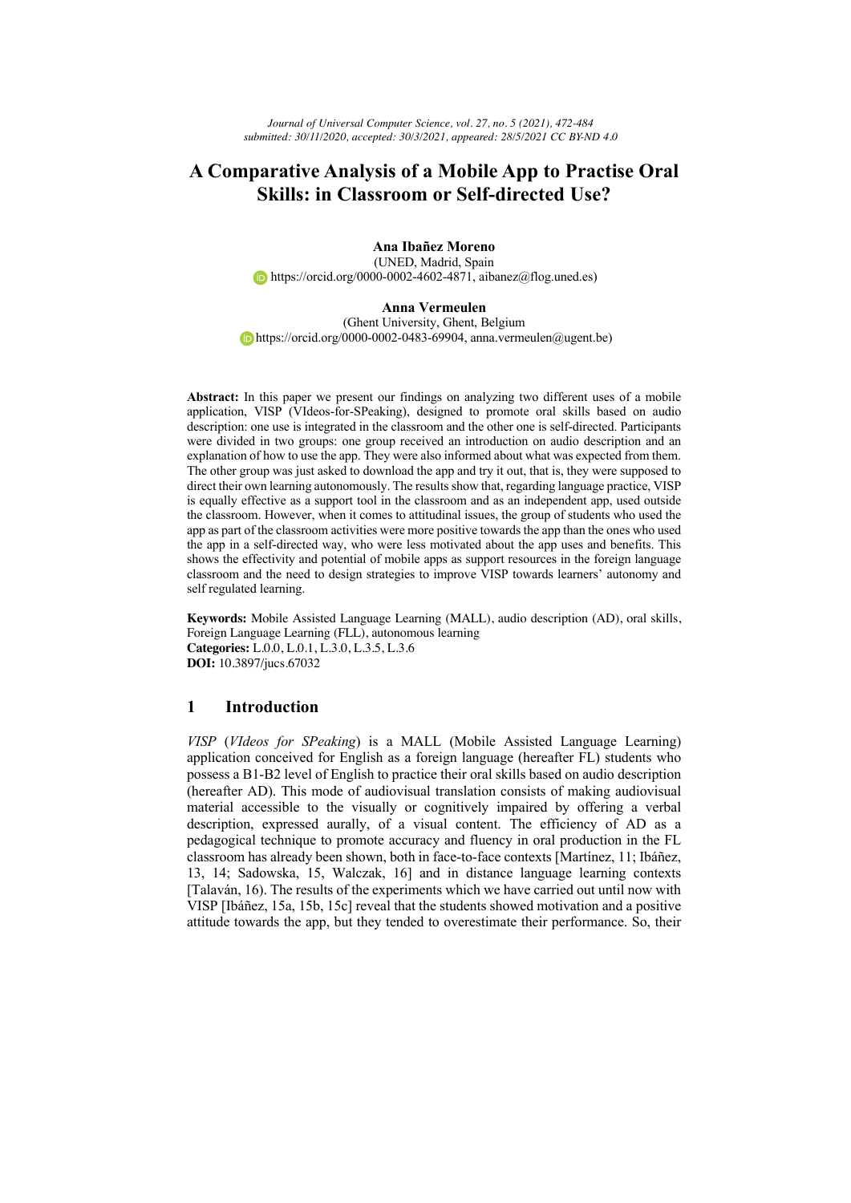# A Comparative Analysis of a Mobile App to Practise Oral Skills: in Classroom or Self-directed Use?

**Ana Ibañez Moreno**
(UNED, Madrid, Spain
https://orcid.org/0000-0002-4602-4871, aibanez@flog.uned.es)

**Anna Vermeulen**
(Ghent University, Ghent, Belgium
https://orcid.org/0000-0002-0483-69904, anna.vermeulen@ugent.be)

**Abstract:** In this paper we present our findings on analyzing two different uses of a mobile application, VISP (VIdeos-for-SPeaking), designed to promote oral skills based on audio description: one use is integrated in the classroom and the other one is self-directed. Participants were divided in two groups: one group received an introduction on audio description and an explanation of how to use the app. They were also informed about what was expected from them. The other group was just asked to download the app and try it out, that is, they were supposed to direct their own learning autonomously. The results show that, regarding language practice, VISP is equally effective as a support tool in the classroom and as an independent app, used outside the classroom. However, when it comes to attitudinal issues, the group of students who used the app as part of the classroom activities were more positive towards the app than the ones who used the app in a self-directed way, who were less motivated about the app uses and benefits. This shows the effectivity and potential of mobile apps as support resources in the foreign language classroom and the need to design strategies to improve VISP towards learners' autonomy and self regulated learning.

**Keywords:** Mobile Assisted Language Learning (MALL), audio description (AD), oral skills, Foreign Language Learning (FLL), autonomous learning
**Categories:** L.0.0, L.0.1, L.3.0, L.3.5, L.3.6
**DOI:** 10.3897/jucs.67032

## 1 Introduction

*VISP* (*VIdeos for SPeaking*) is a MALL (Mobile Assisted Language Learning) application conceived for English as a foreign language (hereafter FL) students who possess a B1-B2 level of English to practice their oral skills based on audio description (hereafter AD). This mode of audiovisual translation consists of making audiovisual material accessible to the visually or cognitively impaired by offering a verbal description, expressed aurally, of a visual content. The efficiency of AD as a pedagogical technique to promote accuracy and fluency in oral production in the FL classroom has already been shown, both in face-to-face contexts [Martínez, 11; Ibáñez, 13, 14; Sadowska, 15, Walczak, 16] and in distance language learning contexts [Talaván, 16). The results of the experiments which we have carried out until now with VISP [Ibáñez, 15a, 15b, 15c] reveal that the students showed motivation and a positive attitude towards the app, but they tended to overestimate their performance. So, their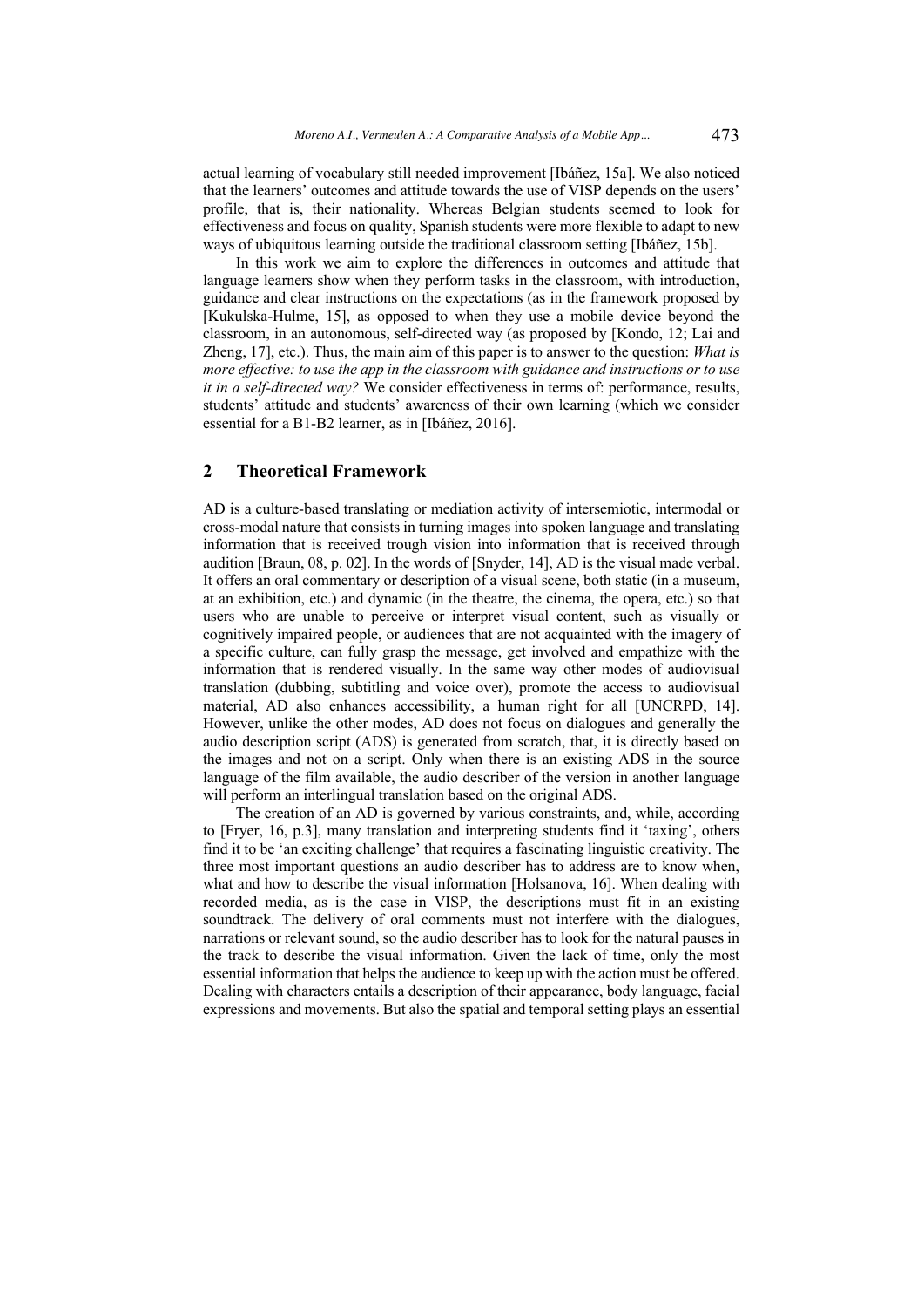actual learning of vocabulary still needed improvement [Ibáñez, 15a]. We also noticed that the learners' outcomes and attitude towards the use of VISP depends on the users' profile, that is, their nationality. Whereas Belgian students seemed to look for effectiveness and focus on quality, Spanish students were more flexible to adapt to new ways of ubiquitous learning outside the traditional classroom setting [Ibáñez, 15b].

In this work we aim to explore the differences in outcomes and attitude that language learners show when they perform tasks in the classroom, with introduction, guidance and clear instructions on the expectations (as in the framework proposed by [Kukulska-Hulme, 15], as opposed to when they use a mobile device beyond the classroom, in an autonomous, self-directed way (as proposed by [Kondo, 12; Lai and Zheng, 17], etc.). Thus, the main aim of this paper is to answer to the question: *What is more effective: to use the app in the classroom with guidance and instructions or to use it in a self-directed way?* We consider effectiveness in terms of: performance, results, students' attitude and students' awareness of their own learning (which we consider essential for a B1-B2 learner, as in [Ibáñez, 2016].

## 2 Theoretical Framework

AD is a culture-based translating or mediation activity of intersemiotic, intermodal or cross-modal nature that consists in turning images into spoken language and translating information that is received trough vision into information that is received through audition [Braun, 08, p. 02]. In the words of [Snyder, 14], AD is the visual made verbal. It offers an oral commentary or description of a visual scene, both static (in a museum, at an exhibition, etc.) and dynamic (in the theatre, the cinema, the opera, etc.) so that users who are unable to perceive or interpret visual content, such as visually or cognitively impaired people, or audiences that are not acquainted with the imagery of a specific culture, can fully grasp the message, get involved and empathize with the information that is rendered visually. In the same way other modes of audiovisual translation (dubbing, subtitling and voice over), promote the access to audiovisual material, AD also enhances accessibility, a human right for all [UNCRPD, 14]. However, unlike the other modes, AD does not focus on dialogues and generally the audio description script (ADS) is generated from scratch, that, it is directly based on the images and not on a script. Only when there is an existing ADS in the source language of the film available, the audio describer of the version in another language will perform an interlingual translation based on the original ADS.

The creation of an AD is governed by various constraints, and, while, according to [Fryer, 16, p.3], many translation and interpreting students find it 'taxing', others find it to be 'an exciting challenge' that requires a fascinating linguistic creativity. The three most important questions an audio describer has to address are to know when, what and how to describe the visual information [Holsanova, 16]. When dealing with recorded media, as is the case in VISP, the descriptions must fit in an existing soundtrack. The delivery of oral comments must not interfere with the dialogues, narrations or relevant sound, so the audio describer has to look for the natural pauses in the track to describe the visual information. Given the lack of time, only the most essential information that helps the audience to keep up with the action must be offered. Dealing with characters entails a description of their appearance, body language, facial expressions and movements. But also the spatial and temporal setting plays an essential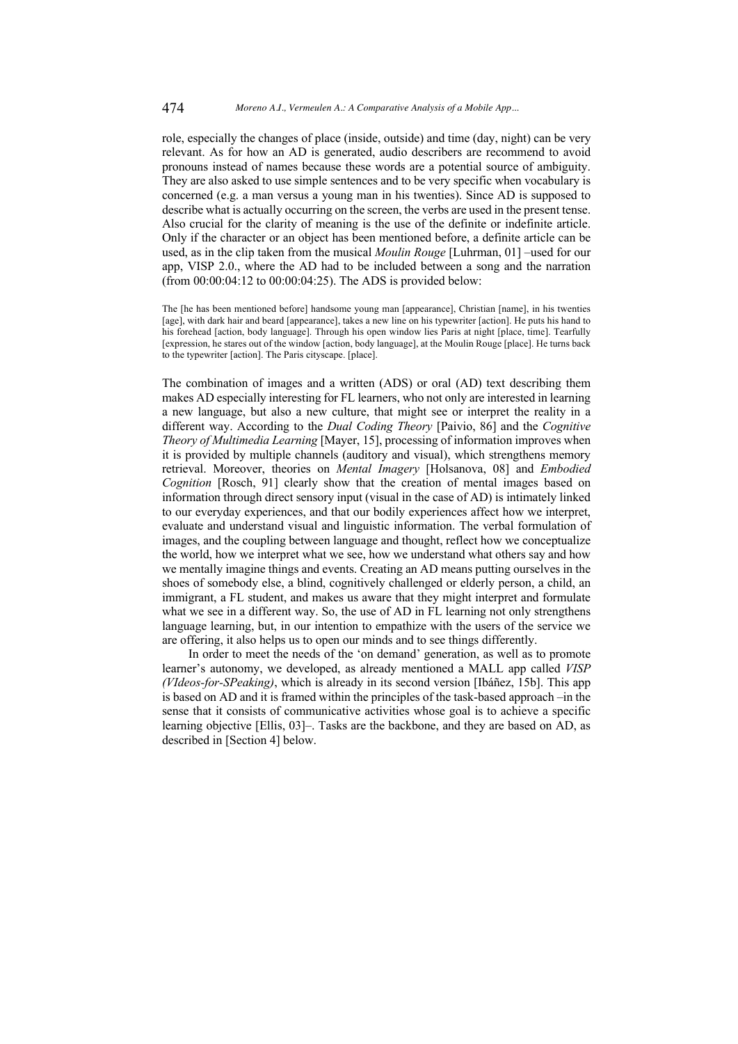role, especially the changes of place (inside, outside) and time (day, night) can be very relevant. As for how an AD is generated, audio describers are recommend to avoid pronouns instead of names because these words are a potential source of ambiguity. They are also asked to use simple sentences and to be very specific when vocabulary is concerned (e.g. a man versus a young man in his twenties). Since AD is supposed to describe what is actually occurring on the screen, the verbs are used in the present tense. Also crucial for the clarity of meaning is the use of the definite or indefinite article. Only if the character or an object has been mentioned before, a definite article can be used, as in the clip taken from the musical *Moulin Rouge* [Luhrman, 01] –used for our app, VISP 2.0., where the AD had to be included between a song and the narration (from 00:00:04:12 to 00:00:04:25). The ADS is provided below:

> The [he has been mentioned before] handsome young man [appearance], Christian [name], in his twenties [age], with dark hair and beard [appearance], takes a new line on his typewriter [action]. He puts his hand to his forehead [action, body language]. Through his open window lies Paris at night [place, time]. Tearfully [expression, he stares out of the window [action, body language], at the Moulin Rouge [place]. He turns back to the typewriter [action]. The Paris cityscape. [place].

The combination of images and a written (ADS) or oral (AD) text describing them makes AD especially interesting for FL learners, who not only are interested in learning a new language, but also a new culture, that might see or interpret the reality in a different way. According to the *Dual Coding Theory* [Paivio, 86] and the *Cognitive Theory of Multimedia Learning* [Mayer, 15], processing of information improves when it is provided by multiple channels (auditory and visual), which strengthens memory retrieval. Moreover, theories on *Mental Imagery* [Holsanova, 08] and *Embodied Cognition* [Rosch, 91] clearly show that the creation of mental images based on information through direct sensory input (visual in the case of AD) is intimately linked to our everyday experiences, and that our bodily experiences affect how we interpret, evaluate and understand visual and linguistic information. The verbal formulation of images, and the coupling between language and thought, reflect how we conceptualize the world, how we interpret what we see, how we understand what others say and how we mentally imagine things and events. Creating an AD means putting ourselves in the shoes of somebody else, a blind, cognitively challenged or elderly person, a child, an immigrant, a FL student, and makes us aware that they might interpret and formulate what we see in a different way. So, the use of AD in FL learning not only strengthens language learning, but, in our intention to empathize with the users of the service we are offering, it also helps us to open our minds and to see things differently.

In order to meet the needs of the 'on demand' generation, as well as to promote learner's autonomy, we developed, as already mentioned a MALL app called *VISP (VIdeos-for-SPeaking)*, which is already in its second version [Ibáñez, 15b]. This app is based on AD and it is framed within the principles of the task-based approach –in the sense that it consists of communicative activities whose goal is to achieve a specific learning objective [Ellis, 03]–. Tasks are the backbone, and they are based on AD, as described in [Section 4] below.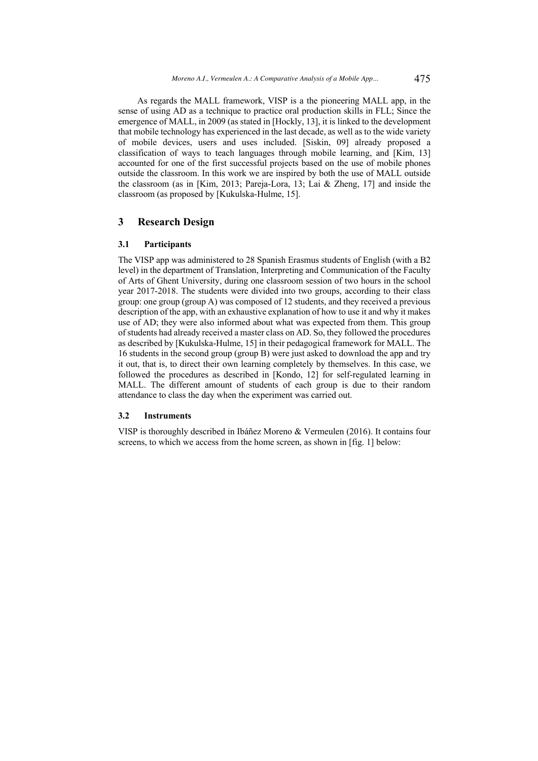As regards the MALL framework, VISP is a the pioneering MALL app, in the sense of using AD as a technique to practice oral production skills in FLL; Since the emergence of MALL, in 2009 (as stated in [Hockly, 13], it is linked to the development that mobile technology has experienced in the last decade, as well as to the wide variety of mobile devices, users and uses included. [Siskin, 09] already proposed a classification of ways to teach languages through mobile learning, and [Kim, 13] accounted for one of the first successful projects based on the use of mobile phones outside the classroom. In this work we are inspired by both the use of MALL outside the classroom (as in [Kim, 2013; Pareja-Lora, 13; Lai & Zheng, 17] and inside the classroom (as proposed by [Kukulska-Hulme, 15].

## 3 Research Design

### 3.1 Participants

The VISP app was administered to 28 Spanish Erasmus students of English (with a B2 level) in the department of Translation, Interpreting and Communication of the Faculty of Arts of Ghent University, during one classroom session of two hours in the school year 2017-2018. The students were divided into two groups, according to their class group: one group (group A) was composed of 12 students, and they received a previous description of the app, with an exhaustive explanation of how to use it and why it makes use of AD; they were also informed about what was expected from them. This group of students had already received a master class on AD. So, they followed the procedures as described by [Kukulska-Hulme, 15] in their pedagogical framework for MALL. The 16 students in the second group (group B) were just asked to download the app and try it out, that is, to direct their own learning completely by themselves. In this case, we followed the procedures as described in [Kondo, 12] for self-regulated learning in MALL. The different amount of students of each group is due to their random attendance to class the day when the experiment was carried out.

### 3.2 Instruments

VISP is thoroughly described in Ibáñez Moreno & Vermeulen (2016). It contains four screens, to which we access from the home screen, as shown in [fig. 1] below: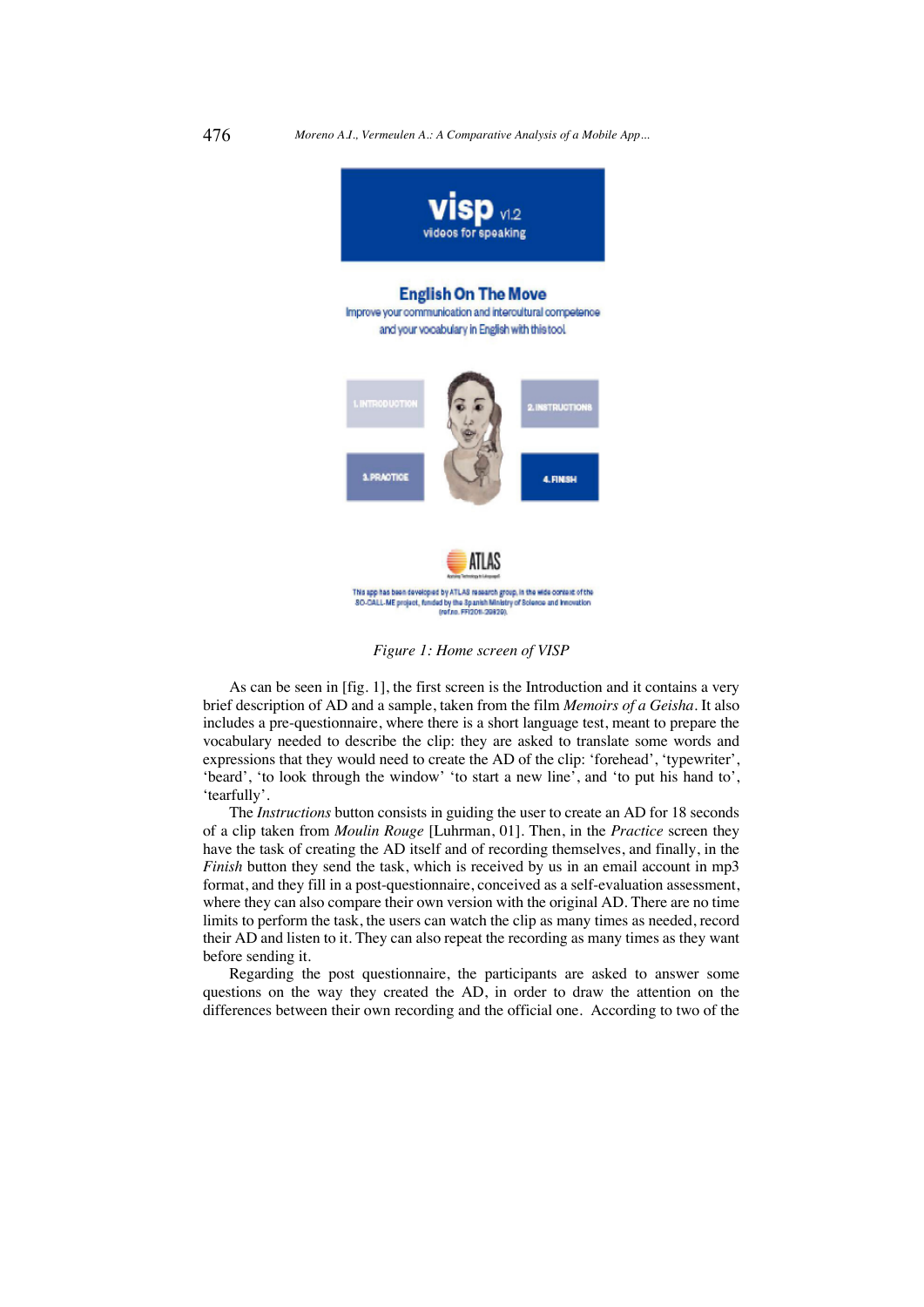Figure 1: Home screen of VISP

As can be seen in [fig. 1], the first screen is the Introduction and it contains a very brief description of AD and a sample, taken from the film *Memoirs of a Geisha*. It also includes a pre-questionnaire, where there is a short language test, meant to prepare the vocabulary needed to describe the clip: they are asked to translate some words and expressions that they would need to create the AD of the clip: 'forehead', 'typewriter', 'beard', 'to look through the window' 'to start a new line', and 'to put his hand to', 'tearfully'.

The *Instructions* button consists in guiding the user to create an AD for 18 seconds of a clip taken from *Moulin Rouge* [Luhrman, 01]. Then, in the *Practice* screen they have the task of creating the AD itself and of recording themselves, and finally, in the *Finish* button they send the task, which is received by us in an email account in mp3 format, and they fill in a post-questionnaire, conceived as a self-evaluation assessment, where they can also compare their own version with the original AD. There are no time limits to perform the task, the users can watch the clip as many times as needed, record their AD and listen to it. They can also repeat the recording as many times as they want before sending it.

Regarding the post questionnaire, the participants are asked to answer some questions on the way they created the AD, in order to draw the attention on the differences between their own recording and the official one. According to two of the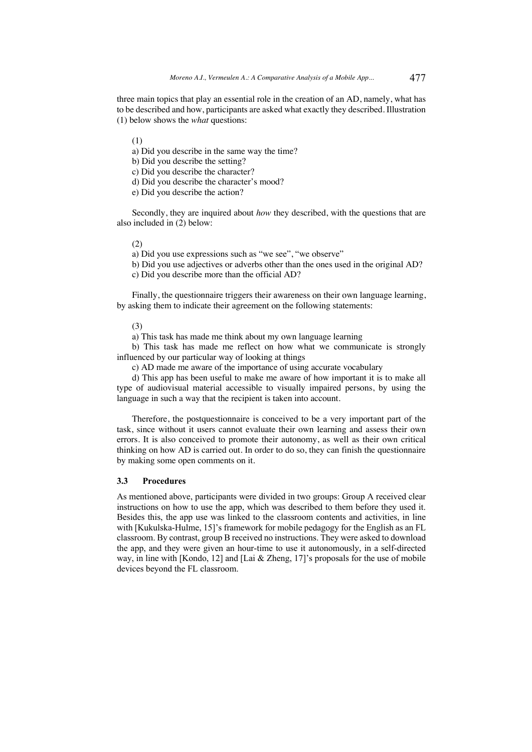three main topics that play an essential role in the creation of an AD, namely, what has to be described and how, participants are asked what exactly they described. Illustration (1) below shows the *what* questions:

(1)

a) Did you describe in the same way the time?

b) Did you describe the setting?

c) Did you describe the character?

d) Did you describe the character's mood?

e) Did you describe the action?

Secondly, they are inquired about *how* they described, with the questions that are also included in (2) below:

(2)

a) Did you use expressions such as "we see", "we observe"

b) Did you use adjectives or adverbs other than the ones used in the original AD?

c) Did you describe more than the official AD?

Finally, the questionnaire triggers their awareness on their own language learning, by asking them to indicate their agreement on the following statements:

(3)

a) This task has made me think about my own language learning

b) This task has made me reflect on how what we communicate is strongly influenced by our particular way of looking at things

c) AD made me aware of the importance of using accurate vocabulary

d) This app has been useful to make me aware of how important it is to make all type of audiovisual material accessible to visually impaired persons, by using the language in such a way that the recipient is taken into account.

Therefore, the postquestionnaire is conceived to be a very important part of the task, since without it users cannot evaluate their own learning and assess their own errors. It is also conceived to promote their autonomy, as well as their own critical thinking on how AD is carried out. In order to do so, they can finish the questionnaire by making some open comments on it.

### 3.3 Procedures

As mentioned above, participants were divided in two groups: Group A received clear instructions on how to use the app, which was described to them before they used it. Besides this, the app use was linked to the classroom contents and activities, in line with [Kukulska-Hulme, 15]'s framework for mobile pedagogy for the English as an FL classroom. By contrast, group B received no instructions. They were asked to download the app, and they were given an hour-time to use it autonomously, in a self-directed way, in line with [Kondo, 12] and [Lai & Zheng, 17]'s proposals for the use of mobile devices beyond the FL classroom.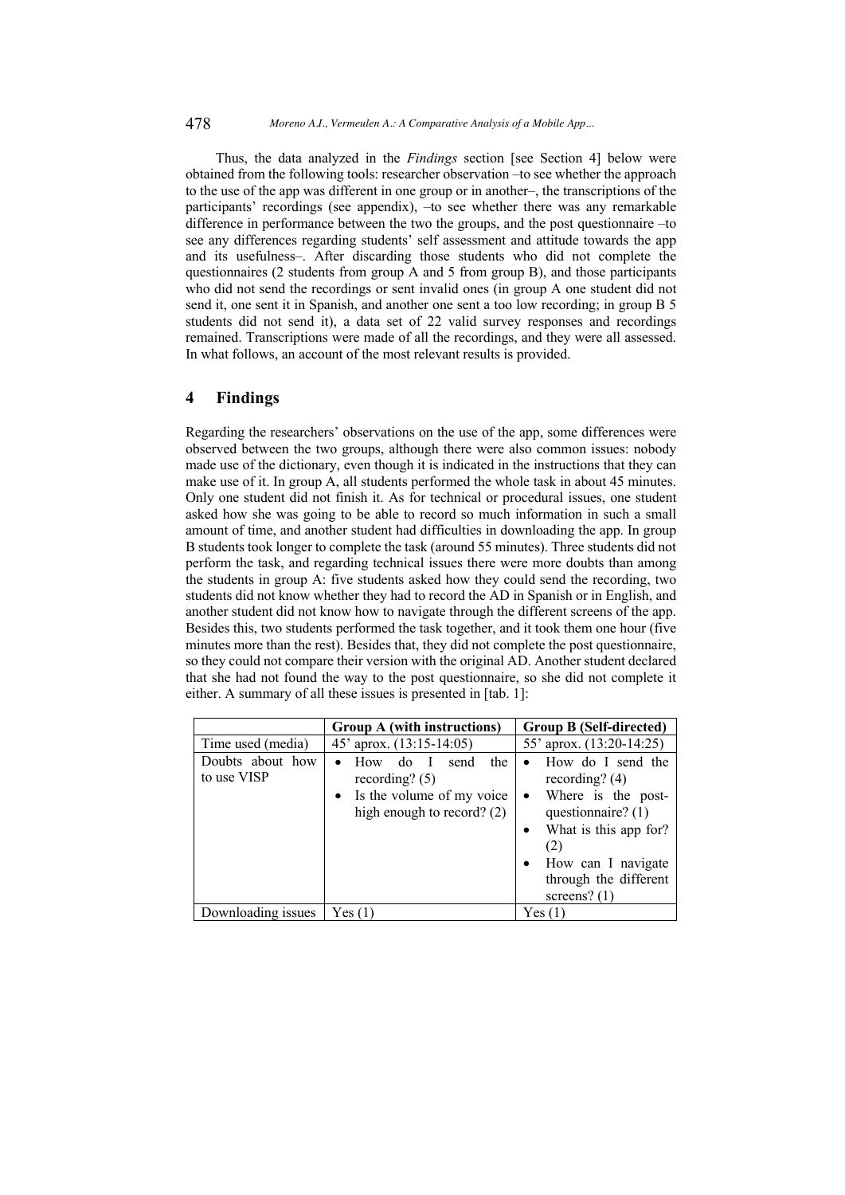Thus, the data analyzed in the *Findings* section [see Section 4] below were obtained from the following tools: researcher observation –to see whether the approach to the use of the app was different in one group or in another–, the transcriptions of the participants' recordings (see appendix), –to see whether there was any remarkable difference in performance between the two the groups, and the post questionnaire –to see any differences regarding students' self assessment and attitude towards the app and its usefulness–. After discarding those students who did not complete the questionnaires (2 students from group A and 5 from group B), and those participants who did not send the recordings or sent invalid ones (in group A one student did not send it, one sent it in Spanish, and another one sent a too low recording; in group B 5 students did not send it), a data set of 22 valid survey responses and recordings remained. Transcriptions were made of all the recordings, and they were all assessed. In what follows, an account of the most relevant results is provided.

## 4 Findings

Regarding the researchers' observations on the use of the app, some differences were observed between the two groups, although there were also common issues: nobody made use of the dictionary, even though it is indicated in the instructions that they can make use of it. In group A, all students performed the whole task in about 45 minutes. Only one student did not finish it. As for technical or procedural issues, one student asked how she was going to be able to record so much information in such a small amount of time, and another student had difficulties in downloading the app. In group B students took longer to complete the task (around 55 minutes). Three students did not perform the task, and regarding technical issues there were more doubts than among the students in group A: five students asked how they could send the recording, two students did not know whether they had to record the AD in Spanish or in English, and another student did not know how to navigate through the different screens of the app. Besides this, two students performed the task together, and it took them one hour (five minutes more than the rest). Besides that, they did not complete the post questionnaire, so they could not compare their version with the original AD. Another student declared that she had not found the way to the post questionnaire, so she did not complete it either. A summary of all these issues is presented in [tab. 1]:

| | **Group A (with instructions)** | **Group B (Self-directed)** |
|---|---|---|
| Time used (media) | 45' aprox. (13:15-14:05) | 55' aprox. (13:20-14:25) |
| Doubts about how to use VISP | • How do I send the recording? (5)<br>• Is the volume of my voice high enough to record? (2) | • How do I send the recording? (4)<br>• Where is the post-questionnaire? (1)<br>• What is this app for? (2)<br>• How can I navigate through the different screens? (1) |
| Downloading issues | Yes (1) | Yes (1) |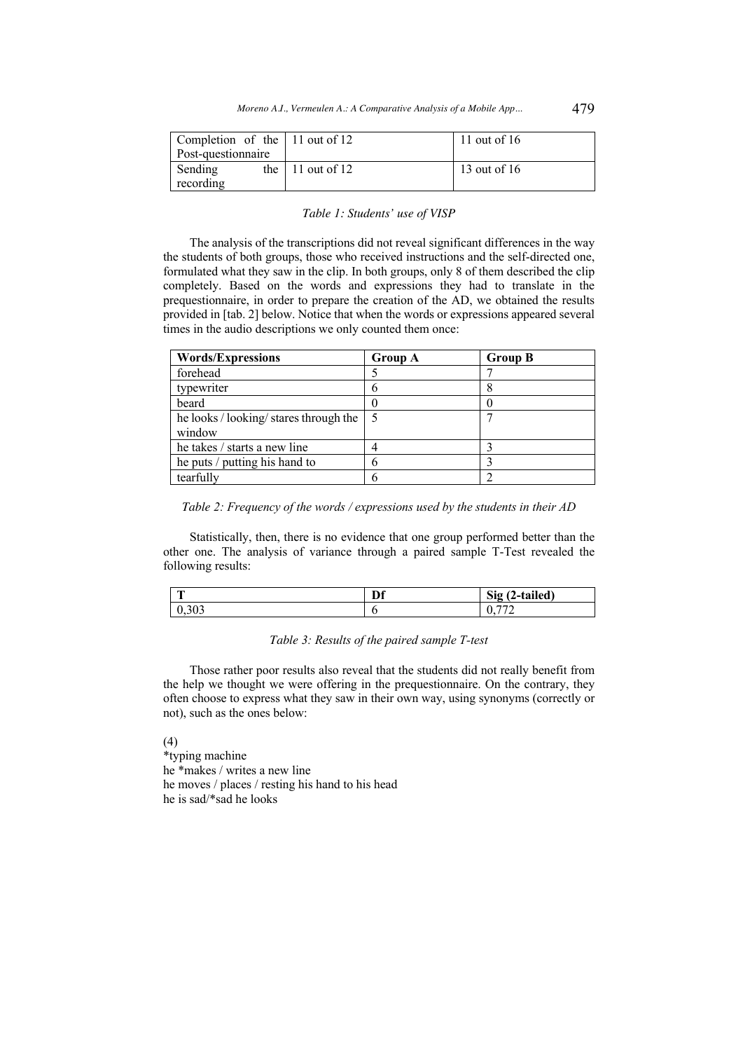| Completion of the Post-questionnaire | 11 out of 12 | 11 out of 16 |
|---|---|---|
| Sending the recording | 11 out of 12 | 13 out of 16 |

*Table 1: Students' use of VISP*

The analysis of the transcriptions did not reveal significant differences in the way the students of both groups, those who received instructions and the self-directed one, formulated what they saw in the clip. In both groups, only 8 of them described the clip completely. Based on the words and expressions they had to translate in the prequestionnaire, in order to prepare the creation of the AD, we obtained the results provided in [tab. 2] below. Notice that when the words or expressions appeared several times in the audio descriptions we only counted them once:

| **Words/Expressions** | **Group A** | **Group B** |
|---|---|---|
| forehead | 5 | 7 |
| typewriter | 6 | 8 |
| beard | 0 | 0 |
| he looks / looking/ stares through the window | 5 | 7 |
| he takes / starts a new line | 4 | 3 |
| he puts / putting his hand to | 6 | 3 |
| tearfully | 6 | 2 |

*Table 2: Frequency of the words / expressions used by the students in their AD*

Statistically, then, there is no evidence that one group performed better than the other one. The analysis of variance through a paired sample T-Test revealed the following results:

| **T** | **Df** | **Sig (2-tailed)** |
|---|---|---|
| 0,303 | 6 | 0,772 |

*Table 3: Results of the paired sample T-test*

Those rather poor results also reveal that the students did not really benefit from the help we thought we were offering in the prequestionnaire. On the contrary, they often choose to express what they saw in their own way, using synonyms (correctly or not), such as the ones below:

(4)
*typing machine
he *makes / writes a new line
he moves / places / resting his hand to his head
he is sad/*sad he looks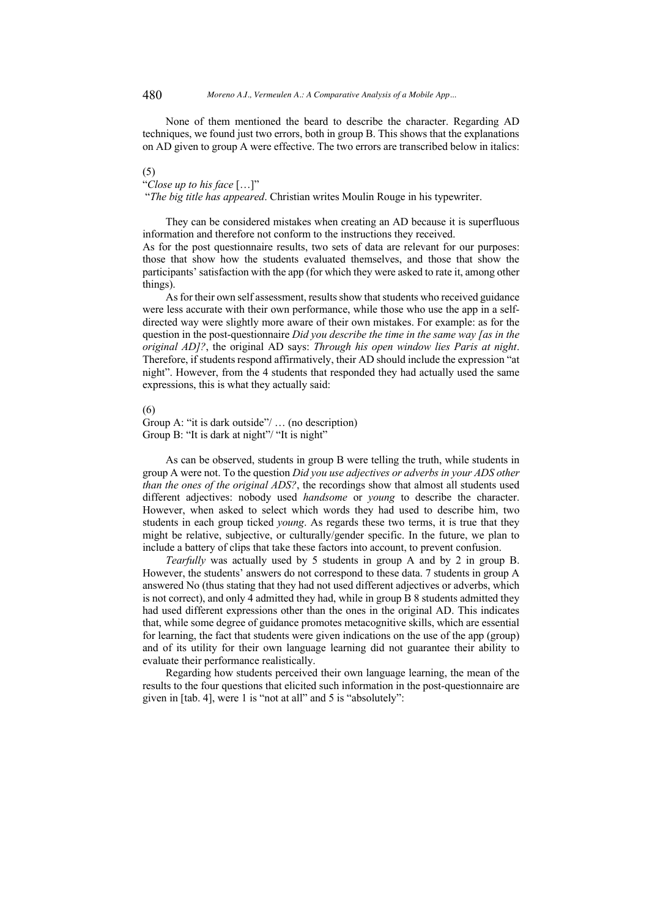None of them mentioned the beard to describe the character. Regarding AD techniques, we found just two errors, both in group B. This shows that the explanations on AD given to group A were effective. The two errors are transcribed below in italics:

(5)

"*Close up to his face* […]"

"*The big title has appeared*. Christian writes Moulin Rouge in his typewriter.

They can be considered mistakes when creating an AD because it is superfluous information and therefore not conform to the instructions they received.

As for the post questionnaire results, two sets of data are relevant for our purposes: those that show how the students evaluated themselves, and those that show the participants' satisfaction with the app (for which they were asked to rate it, among other things).

As for their own self assessment, results show that students who received guidance were less accurate with their own performance, while those who use the app in a self-directed way were slightly more aware of their own mistakes. For example: as for the question in the post-questionnaire *Did you describe the time in the same way [as in the original AD]?*, the original AD says: *Through his open window lies Paris at night*. Therefore, if students respond affirmatively, their AD should include the expression "at night". However, from the 4 students that responded they had actually used the same expressions, this is what they actually said:

(6)

Group A: "it is dark outside"/ … (no description)

Group B: "It is dark at night"/ "It is night"

As can be observed, students in group B were telling the truth, while students in group A were not. To the question *Did you use adjectives or adverbs in your ADS other than the ones of the original ADS?*, the recordings show that almost all students used different adjectives: nobody used *handsome* or *young* to describe the character. However, when asked to select which words they had used to describe him, two students in each group ticked *young*. As regards these two terms, it is true that they might be relative, subjective, or culturally/gender specific. In the future, we plan to include a battery of clips that take these factors into account, to prevent confusion.

*Tearfully* was actually used by 5 students in group A and by 2 in group B. However, the students' answers do not correspond to these data. 7 students in group A answered No (thus stating that they had not used different adjectives or adverbs, which is not correct), and only 4 admitted they had, while in group B 8 students admitted they had used different expressions other than the ones in the original AD. This indicates that, while some degree of guidance promotes metacognitive skills, which are essential for learning, the fact that students were given indications on the use of the app (group) and of its utility for their own language learning did not guarantee their ability to evaluate their performance realistically.

Regarding how students perceived their own language learning, the mean of the results to the four questions that elicited such information in the post-questionnaire are given in [tab. 4], were 1 is "not at all" and 5 is "absolutely":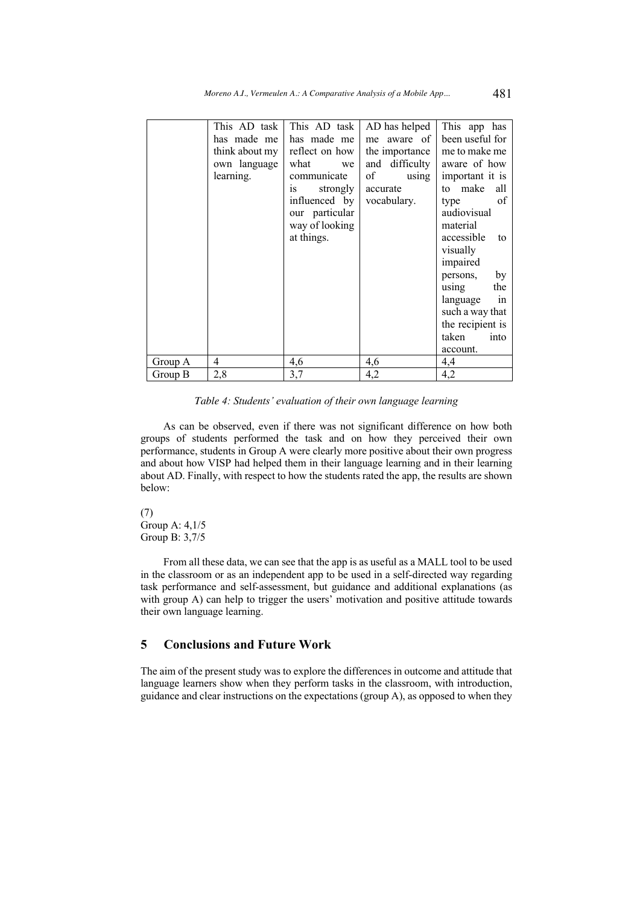| | This AD task has made me think about my own language learning. | This AD task has made me reflect on how what we communicate is strongly influenced by our particular way of looking at things. | AD has helped me aware of the importance and difficulty of using accurate vocabulary. | This app has been useful for me to make me aware of how important it is to make all type of audiovisual material accessible to visually impaired persons, by using the language in such a way that the recipient is taken into account. |
|---|---|---|---|---|
| Group A | 4 | 4,6 | 4,6 | 4,4 |
| Group B | 2,8 | 3,7 | 4,2 | 4,2 |

*Table 4: Students' evaluation of their own language learning*

As can be observed, even if there was not significant difference on how both groups of students performed the task and on how they perceived their own performance, students in Group A were clearly more positive about their own progress and about how VISP had helped them in their language learning and in their learning about AD. Finally, with respect to how the students rated the app, the results are shown below:

(7)
Group A: 4,1/5
Group B: 3,7/5

From all these data, we can see that the app is as useful as a MALL tool to be used in the classroom or as an independent app to be used in a self-directed way regarding task performance and self-assessment, but guidance and additional explanations (as with group A) can help to trigger the users' motivation and positive attitude towards their own language learning.

## 5 Conclusions and Future Work

The aim of the present study was to explore the differences in outcome and attitude that language learners show when they perform tasks in the classroom, with introduction, guidance and clear instructions on the expectations (group A), as opposed to when they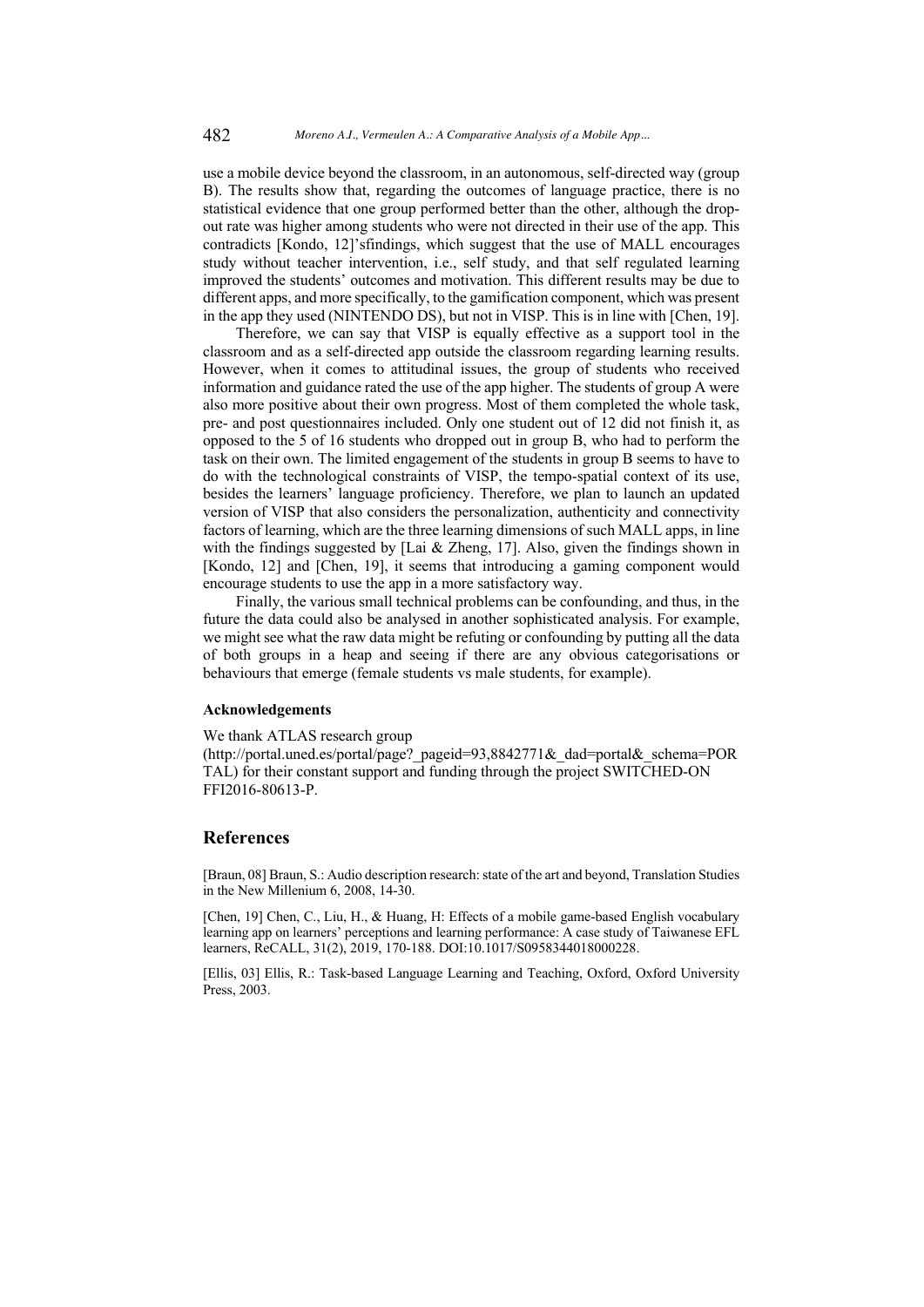use a mobile device beyond the classroom, in an autonomous, self-directed way (group B). The results show that, regarding the outcomes of language practice, there is no statistical evidence that one group performed better than the other, although the drop-out rate was higher among students who were not directed in their use of the app. This contradicts [Kondo, 12]'sfindings, which suggest that the use of MALL encourages study without teacher intervention, i.e., self study, and that self regulated learning improved the students' outcomes and motivation. This different results may be due to different apps, and more specifically, to the gamification component, which was present in the app they used (NINTENDO DS), but not in VISP. This is in line with [Chen, 19].

Therefore, we can say that VISP is equally effective as a support tool in the classroom and as a self-directed app outside the classroom regarding learning results. However, when it comes to attitudinal issues, the group of students who received information and guidance rated the use of the app higher. The students of group A were also more positive about their own progress. Most of them completed the whole task, pre- and post questionnaires included. Only one student out of 12 did not finish it, as opposed to the 5 of 16 students who dropped out in group B, who had to perform the task on their own. The limited engagement of the students in group B seems to have to do with the technological constraints of VISP, the tempo-spatial context of its use, besides the learners' language proficiency. Therefore, we plan to launch an updated version of VISP that also considers the personalization, authenticity and connectivity factors of learning, which are the three learning dimensions of such MALL apps, in line with the findings suggested by [Lai & Zheng, 17]. Also, given the findings shown in [Kondo, 12] and [Chen, 19], it seems that introducing a gaming component would encourage students to use the app in a more satisfactory way.

Finally, the various small technical problems can be confounding, and thus, in the future the data could also be analysed in another sophisticated analysis. For example, we might see what the raw data might be refuting or confounding by putting all the data of both groups in a heap and seeing if there are any obvious categorisations or behaviours that emerge (female students vs male students, for example).

**Acknowledgements**

We thank ATLAS research group (http://portal.uned.es/portal/page?_pageid=93,8842771&_dad=portal&_schema=PORTAL) for their constant support and funding through the project SWITCHED-ON FFI2016-80613-P.

## References

[Braun, 08] Braun, S.: Audio description research: state of the art and beyond, Translation Studies in the New Millenium 6, 2008, 14-30.

[Chen, 19] Chen, C., Liu, H., & Huang, H: Effects of a mobile game-based English vocabulary learning app on learners' perceptions and learning performance: A case study of Taiwanese EFL learners, ReCALL, 31(2), 2019, 170-188. DOI:10.1017/S0958344018000228.

[Ellis, 03] Ellis, R.: Task-based Language Learning and Teaching, Oxford, Oxford University Press, 2003.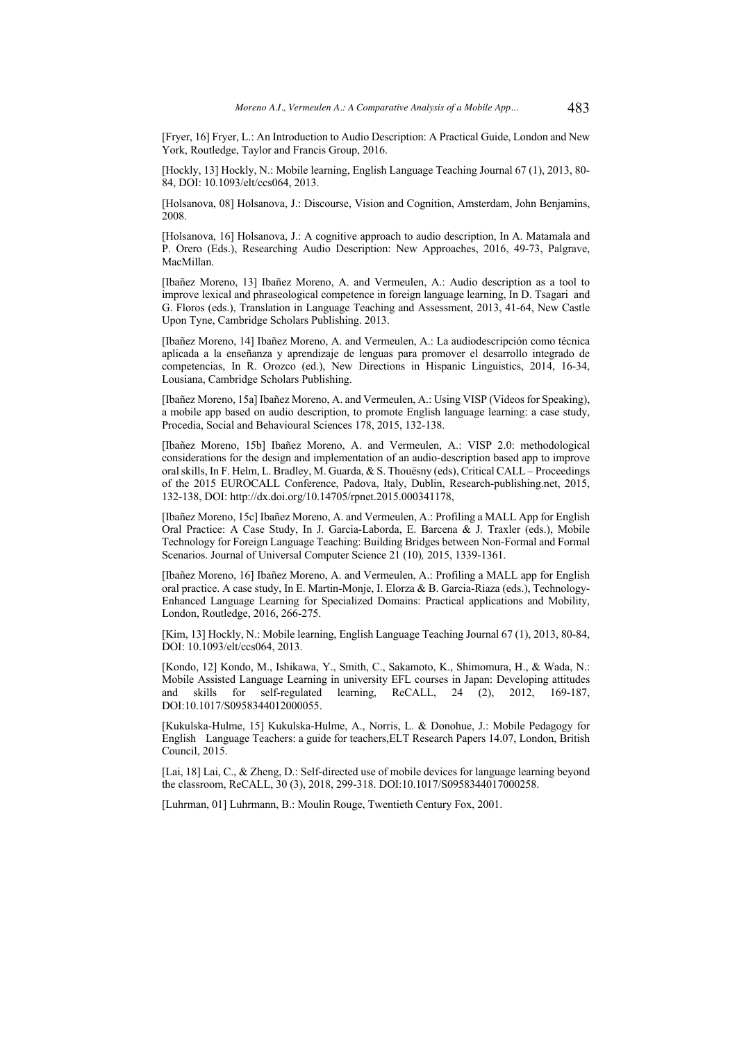[Fryer, 16] Fryer, L.: An Introduction to Audio Description: A Practical Guide, London and New York, Routledge, Taylor and Francis Group, 2016.

[Hockly, 13] Hockly, N.: Mobile learning, English Language Teaching Journal 67 (1), 2013, 80-84, DOI: 10.1093/elt/ccs064, 2013.

[Holsanova, 08] Holsanova, J.: Discourse, Vision and Cognition, Amsterdam, John Benjamins, 2008.

[Holsanova, 16] Holsanova, J.: A cognitive approach to audio description, In A. Matamala and P. Orero (Eds.), Researching Audio Description: New Approaches, 2016, 49-73, Palgrave, MacMillan.

[Ibañez Moreno, 13] Ibañez Moreno, A. and Vermeulen, A.: Audio description as a tool to improve lexical and phraseological competence in foreign language learning, In D. Tsagari and G. Floros (eds.), Translation in Language Teaching and Assessment, 2013, 41-64, New Castle Upon Tyne, Cambridge Scholars Publishing. 2013.

[Ibañez Moreno, 14] Ibañez Moreno, A. and Vermeulen, A.: La audiodescripción como técnica aplicada a la enseñanza y aprendizaje de lenguas para promover el desarrollo integrado de competencias, In R. Orozco (ed.), New Directions in Hispanic Linguistics, 2014, 16-34, Lousiana, Cambridge Scholars Publishing.

[Ibañez Moreno, 15a] Ibañez Moreno, A. and Vermeulen, A.: Using VISP (Videos for Speaking), a mobile app based on audio description, to promote English language learning: a case study, Procedia, Social and Behavioural Sciences 178, 2015, 132-138.

[Ibañez Moreno, 15b] Ibañez Moreno, A. and Vermeulen, A.: VISP 2.0: methodological considerations for the design and implementation of an audio-description based app to improve oral skills, In F. Helm, L. Bradley, M. Guarda, & S. Thouësny (eds), Critical CALL – Proceedings of the 2015 EUROCALL Conference, Padova, Italy, Dublin, Research-publishing.net, 2015, 132-138, DOI: http://dx.doi.org/10.14705/rpnet.2015.000341178,

[Ibañez Moreno, 15c] Ibañez Moreno, A. and Vermeulen, A.: Profiling a MALL App for English Oral Practice: A Case Study, In J. Garcia-Laborda, E. Barcena & J. Traxler (eds.), Mobile Technology for Foreign Language Teaching: Building Bridges between Non-Formal and Formal Scenarios. Journal of Universal Computer Science 21 (10)*,* 2015, 1339-1361.

[Ibañez Moreno, 16] Ibañez Moreno, A. and Vermeulen, A.: Profiling a MALL app for English oral practice. A case study, In E. Martin-Monje, I. Elorza & B. Garcia-Riaza (eds.), Technology-Enhanced Language Learning for Specialized Domains: Practical applications and Mobility, London, Routledge, 2016, 266-275.

[Kim, 13] Hockly, N.: Mobile learning, English Language Teaching Journal 67 (1), 2013, 80-84, DOI: 10.1093/elt/ccs064, 2013.

[Kondo, 12] Kondo, M., Ishikawa, Y., Smith, C., Sakamoto, K., Shimomura, H., & Wada, N.: Mobile Assisted Language Learning in university EFL courses in Japan: Developing attitudes and skills for self-regulated learning, ReCALL, 24 (2), 2012, 169-187, DOI:10.1017/S0958344012000055.

[Kukulska-Hulme, 15] Kukulska-Hulme, A., Norris, L. & Donohue, J.: Mobile Pedagogy for English Language Teachers: a guide for teachers,ELT Research Papers 14.07, London, British Council, 2015.

[Lai, 18] Lai, C., & Zheng, D.: Self-directed use of mobile devices for language learning beyond the classroom, ReCALL, 30 (3), 2018, 299-318. DOI:10.1017/S0958344017000258.

[Luhrman, 01] Luhrmann, B.: Moulin Rouge, Twentieth Century Fox, 2001.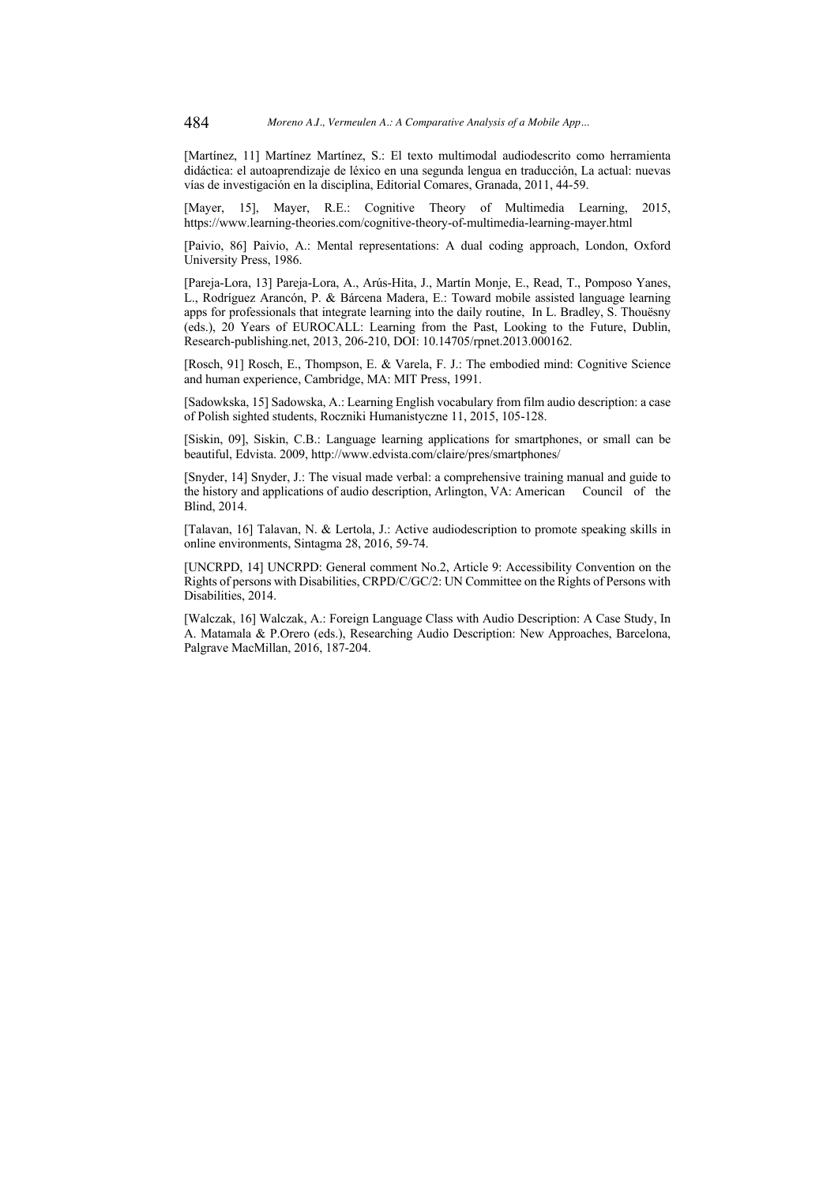[Martínez, 11] Martínez Martínez, S.: El texto multimodal audiodescrito como herramienta didáctica: el autoaprendizaje de léxico en una segunda lengua en traducción, La actual: nuevas vías de investigación en la disciplina, Editorial Comares, Granada, 2011, 44-59.

[Mayer, 15], Mayer, R.E.: Cognitive Theory of Multimedia Learning, 2015, https://www.learning-theories.com/cognitive-theory-of-multimedia-learning-mayer.html

[Paivio, 86] Paivio, A.: Mental representations: A dual coding approach, London, Oxford University Press, 1986.

[Pareja-Lora, 13] Pareja-Lora, A., Arús-Hita, J., Martín Monje, E., Read, T., Pomposo Yanes, L., Rodríguez Arancón, P. & Bárcena Madera, E.: Toward mobile assisted language learning apps for professionals that integrate learning into the daily routine, In L. Bradley, S. Thouësny (eds.), 20 Years of EUROCALL: Learning from the Past, Looking to the Future, Dublin, Research-publishing.net, 2013, 206-210, DOI: 10.14705/rpnet.2013.000162.

[Rosch, 91] Rosch, E., Thompson, E. & Varela, F. J.: The embodied mind: Cognitive Science and human experience, Cambridge, MA: MIT Press, 1991.

[Sadowkska, 15] Sadowska, A.: Learning English vocabulary from film audio description: a case of Polish sighted students, Roczniki Humanistyczne 11, 2015, 105-128.

[Siskin, 09], Siskin, C.B.: Language learning applications for smartphones, or small can be beautiful, Edvista. 2009, http://www.edvista.com/claire/pres/smartphones/

[Snyder, 14] Snyder, J.: The visual made verbal: a comprehensive training manual and guide to the history and applications of audio description, Arlington, VA: American Council of the Blind, 2014.

[Talavan, 16] Talavan, N. & Lertola, J.: Active audiodescription to promote speaking skills in online environments, Sintagma 28, 2016, 59-74.

[UNCRPD, 14] UNCRPD: General comment No.2, Article 9: Accessibility Convention on the Rights of persons with Disabilities, CRPD/C/GC/2: UN Committee on the Rights of Persons with Disabilities, 2014.

[Walczak, 16] Walczak, A.: Foreign Language Class with Audio Description: A Case Study, In A. Matamala & P.Orero (eds.), Researching Audio Description: New Approaches, Barcelona, Palgrave MacMillan, 2016, 187-204.